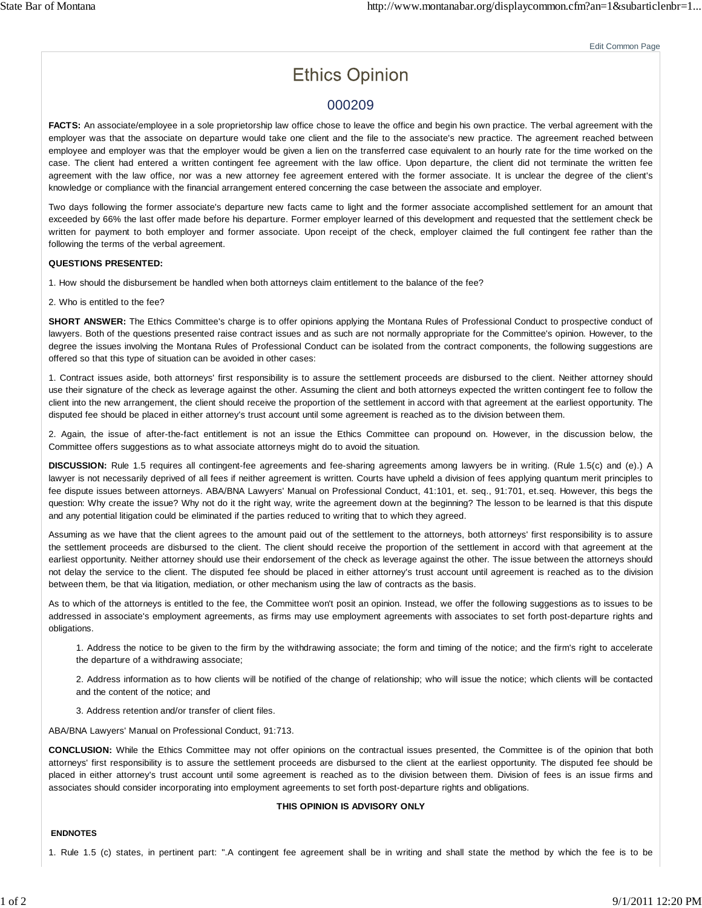# Ethics Opinion

## 000209

**FACTS:** An associate/employee in a sole proprietorship law office chose to leave the office and begin his own practice. The verbal agreement with the employer was that the associate on departure would take one client and the file to the associate's new practice. The agreement reached between employee and employer was that the employer would be given a lien on the transferred case equivalent to an hourly rate for the time worked on the case. The client had entered a written contingent fee agreement with the law office. Upon departure, the client did not terminate the written fee agreement with the law office, nor was a new attorney fee agreement entered with the former associate. It is unclear the degree of the client's knowledge or compliance with the financial arrangement entered concerning the case between the associate and employer.

Two days following the former associate's departure new facts came to light and the former associate accomplished settlement for an amount that exceeded by 66% the last offer made before his departure. Former employer learned of this development and requested that the settlement check be written for payment to both employer and former associate. Upon receipt of the check, employer claimed the full contingent fee rather than the following the terms of the verbal agreement.

**QUESTIONS PRESENTED:**

1. How should the disbursement be handled when both attorneys claim entitlement to the balance of the fee?

2. Who is entitled to the fee?

**SHORT ANSWER:** The Ethics Committee's charge is to offer opinions applying the Montana Rules of Professional Conduct to prospective conduct of lawyers. Both of the questions presented raise contract issues and as such are not normally appropriate for the Committee's opinion. However, to the degree the issues involving the Montana Rules of Professional Conduct can be isolated from the contract components, the following suggestions are offered so that this type of situation can be avoided in other cases:

1. Contract issues aside, both attorneys' first responsibility is to assure the settlement proceeds are disbursed to the client. Neither attorney should use their signature of the check as leverage against the other. Assuming the client and both attorneys expected the written contingent fee to follow the client into the new arrangement, the client should receive the proportion of the settlement in accord with that agreement at the earliest opportunity. The disputed fee should be placed in either attorney's trust account until some agreement is reached as to the division between them.

2. Again, the issue of after-the-fact entitlement is not an issue the Ethics Committee can propound on. However, in the discussion below, the Committee offers suggestions as to what associate attorneys might do to avoid the situation.

**DISCUSSION:** Rule 1.5 requires all contingent-fee agreements and fee-sharing agreements among lawyers be in writing. (Rule 1.5(c) and (e).) A lawyer is not necessarily deprived of all fees if neither agreement is written. Courts have upheld a division of fees applying quantum merit principles to fee dispute issues between attorneys. ABA/BNA Lawyers' Manual on Professional Conduct, 41:101, et. seq., 91:701, et.seq. However, this begs the question: Why create the issue? Why not do it the right way, write the agreement down at the beginning? The lesson to be learned is that this dispute and any potential litigation could be eliminated if the parties reduced to writing that to which they agreed.

Assuming as we have that the client agrees to the amount paid out of the settlement to the attorneys, both attorneys' first responsibility is to assure the settlement proceeds are disbursed to the client. The client should receive the proportion of the settlement in accord with that agreement at the earliest opportunity. Neither attorney should use their endorsement of the check as leverage against the other. The issue between the attorneys should not delay the service to the client. The disputed fee should be placed in either attorney's trust account until agreement is reached as to the division between them, be that via litigation, mediation, or other mechanism using the law of contracts as the basis.

As to which of the attorneys is entitled to the fee, the Committee won't posit an opinion. Instead, we offer the following suggestions as to issues to be addressed in associate's employment agreements, as firms may use employment agreements with associates to set forth post-departure rights and obligations.

> 1. Address the notice to be given to the firm by the withdrawing associate; the form and timing of the notice; and the firm's right to accelerate the departure of a withdrawing associate;
>
> 2. Address information as to how clients will be notified of the change of relationship; who will issue the notice; which clients will be contacted and the content of the notice; and
>
> 3. Address retention and/or transfer of client files.

ABA/BNA Lawyers' Manual on Professional Conduct, 91:713.

**CONCLUSION:** While the Ethics Committee may not offer opinions on the contractual issues presented, the Committee is of the opinion that both attorneys' first responsibility is to assure the settlement proceeds are disbursed to the client at the earliest opportunity. The disputed fee should be placed in either attorney's trust account until some agreement is reached as to the division between them. Division of fees is an issue firms and associates should consider incorporating into employment agreements to set forth post-departure rights and obligations.

**THIS OPINION IS ADVISORY ONLY**

**ENDNOTES**

1. Rule 1.5 (c) states, in pertinent part: ".A contingent fee agreement shall be in writing and shall state the method by which the fee is to be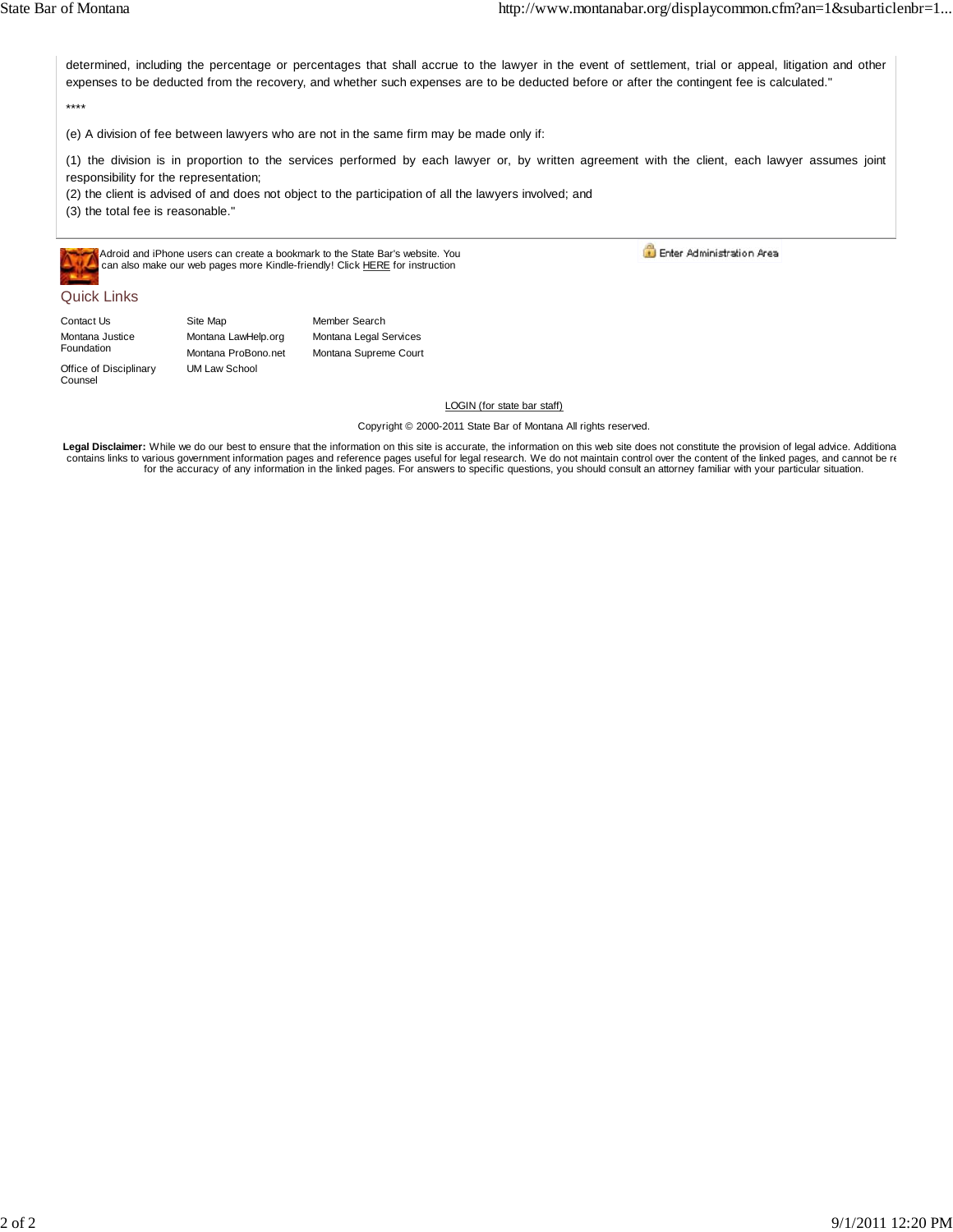determined, including the percentage or percentages that shall accrue to the lawyer in the event of settlement, trial or appeal, litigation and other expenses to be deducted from the recovery, and whether such expenses are to be deducted before or after the contingent fee is calculated."

****

(e) A division of fee between lawyers who are not in the same firm may be made only if:

(1) the division is in proportion to the services performed by each lawyer or, by written agreement with the client, each lawyer assumes joint responsibility for the representation;
(2) the client is advised of and does not object to the participation of all the lawyers involved; and
(3) the total fee is reasonable."

Adroid and iPhone users can create a bookmark to the State Bar's website. You can also make our web pages more Kindle-friendly! Click HERE for instruction

Enter Administration Area

## Quick Links

| | | |
|---|---|---|
| Contact Us | Site Map | Member Search |
| Montana Justice Foundation | Montana LawHelp.org | Montana Legal Services |
| | Montana ProBono.net | Montana Supreme Court |
| Office of Disciplinary Counsel | UM Law School | |

LOGIN (for state bar staff)

Copyright © 2000-2011 State Bar of Montana All rights reserved.

**Legal Disclaimer:** While we do our best to ensure that the information on this site is accurate, the information on this web site does not constitute the provision of legal advice. Additiona contains links to various government information pages and reference pages useful for legal research. We do not maintain control over the content of the linked pages, and cannot be re for the accuracy of any information in the linked pages. For answers to specific questions, you should consult an attorney familiar with your particular situation.